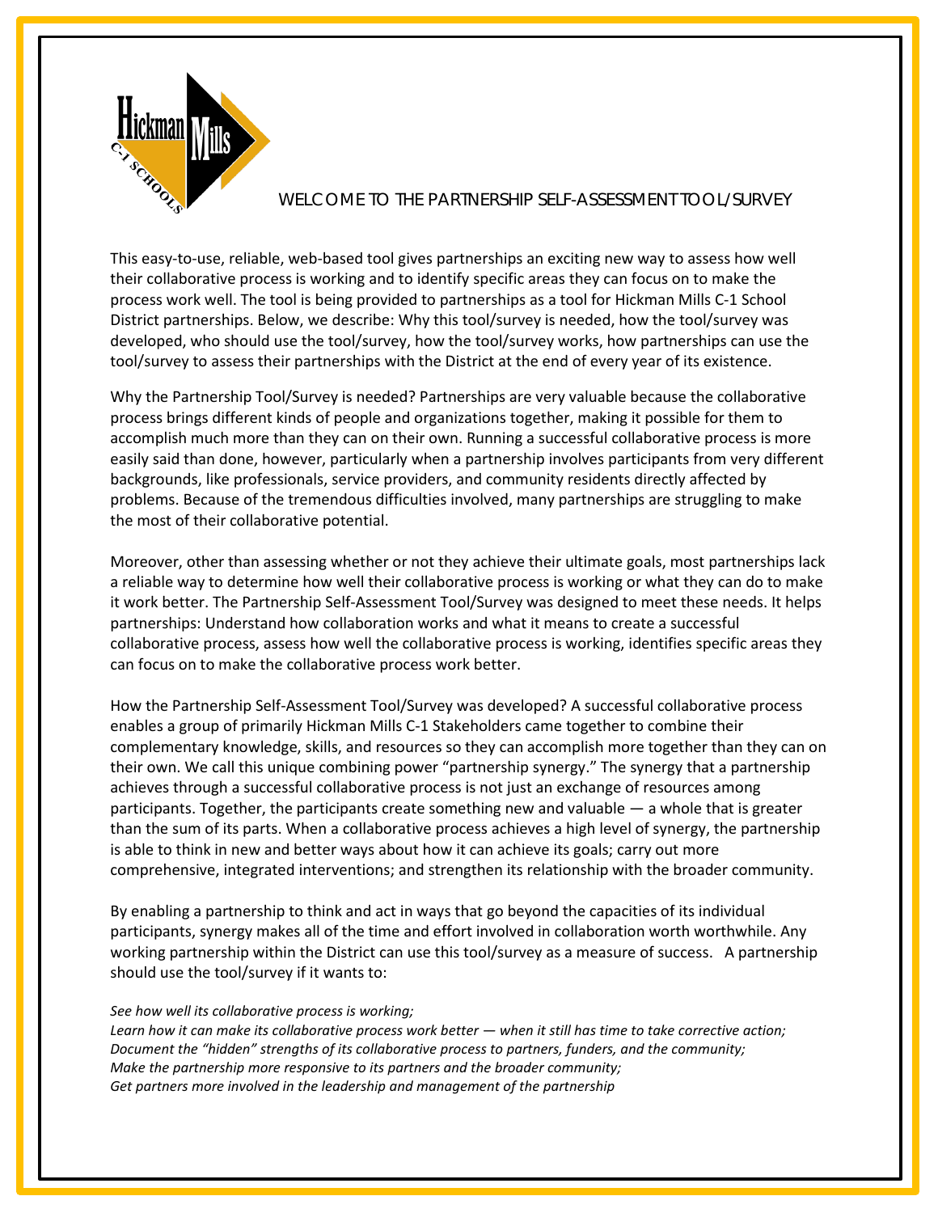# WELCOME TO THE PARTNERSHIP SELF-ASSESSMENT TOOL/SURVEY

This easy-to-use, reliable, web-based tool gives partnerships an exciting new way to assess how well their collaborative process is working and to identify specific areas they can focus on to make the process work well. The tool is being provided to partnerships as a tool for Hickman Mills C-1 School District partnerships. Below, we describe: Why this tool/survey is needed, how the tool/survey was developed, who should use the tool/survey, how the tool/survey works, how partnerships can use the tool/survey to assess their partnerships with the District at the end of every year of its existence.

Why the Partnership Tool/Survey is needed? Partnerships are very valuable because the collaborative process brings different kinds of people and organizations together, making it possible for them to accomplish much more than they can on their own. Running a successful collaborative process is more easily said than done, however, particularly when a partnership involves participants from very different backgrounds, like professionals, service providers, and community residents directly affected by problems. Because of the tremendous difficulties involved, many partnerships are struggling to make the most of their collaborative potential.

Moreover, other than assessing whether or not they achieve their ultimate goals, most partnerships lack a reliable way to determine how well their collaborative process is working or what they can do to make it work better. The Partnership Self-Assessment Tool/Survey was designed to meet these needs. It helps partnerships: Understand how collaboration works and what it means to create a successful collaborative process, assess how well the collaborative process is working, identifies specific areas they can focus on to make the collaborative process work better.

How the Partnership Self-Assessment Tool/Survey was developed? A successful collaborative process enables a group of primarily Hickman Mills C-1 Stakeholders came together to combine their complementary knowledge, skills, and resources so they can accomplish more together than they can on their own. We call this unique combining power "partnership synergy." The synergy that a partnership achieves through a successful collaborative process is not just an exchange of resources among participants. Together, the participants create something new and valuable — a whole that is greater than the sum of its parts. When a collaborative process achieves a high level of synergy, the partnership is able to think in new and better ways about how it can achieve its goals; carry out more comprehensive, integrated interventions; and strengthen its relationship with the broader community.

By enabling a partnership to think and act in ways that go beyond the capacities of its individual participants, synergy makes all of the time and effort involved in collaboration worth worthwhile. Any working partnership within the District can use this tool/survey as a measure of success. A partnership should use the tool/survey if it wants to:

*See how well its collaborative process is working;*
*Learn how it can make its collaborative process work better — when it still has time to take corrective action;*
*Document the "hidden" strengths of its collaborative process to partners, funders, and the community;*
*Make the partnership more responsive to its partners and the broader community;*
*Get partners more involved in the leadership and management of the partnership*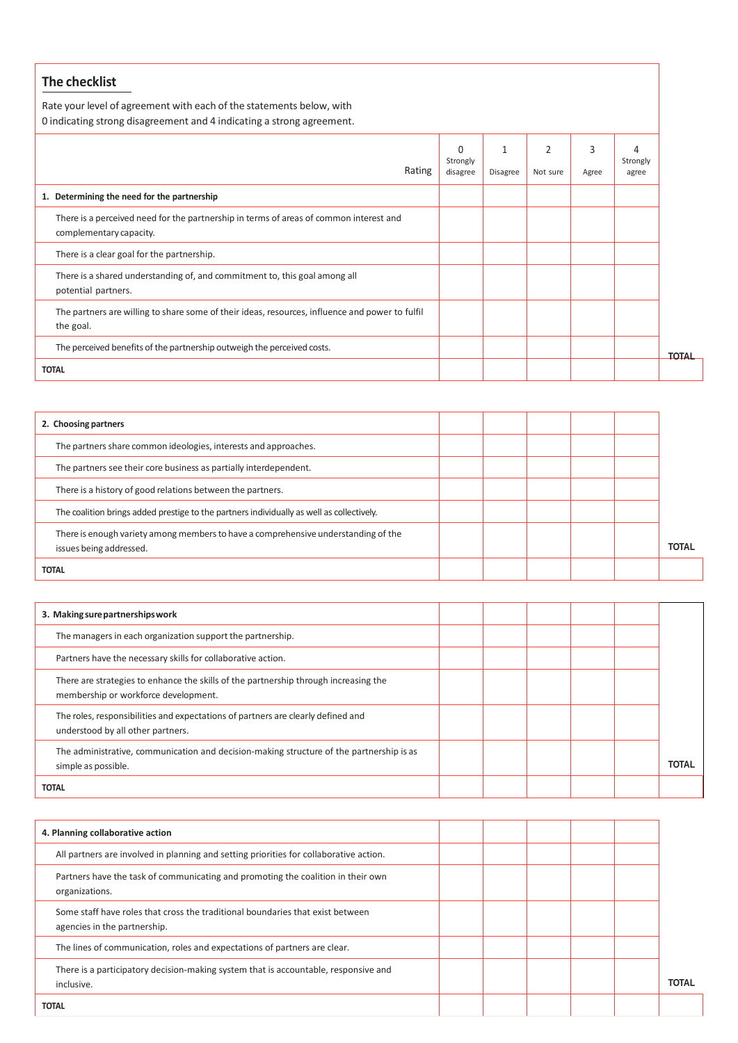## The checklist

Rate your level of agreement with each of the statements below, with 0 indicating strong disagreement and 4 indicating a strong agreement.

| Rating | 0 Strongly disagree | 1 Disagree | 2 Not sure | 3 Agree | 4 Strongly agree | |
|---|---|---|---|---|---|---|
| **1. Determining the need for the partnership** | | | | | | |
| There is a perceived need for the partnership in terms of areas of common interest and complementary capacity. | | | | | | |
| There is a clear goal for the partnership. | | | | | | |
| There is a shared understanding of, and commitment to, this goal among all potential partners. | | | | | | |
| The partners are willing to share some of their ideas, resources, influence and power to fulfil the goal. | | | | | | |
| The perceived benefits of the partnership outweigh the perceived costs. | | | | | | TOTAL |
| **TOTAL** | | | | | | |

| | | | | | | |
|---|---|---|---|---|---|---|
| **2. Choosing partners** | | | | | | |
| The partners share common ideologies, interests and approaches. | | | | | | |
| The partners see their core business as partially interdependent. | | | | | | |
| There is a history of good relations between the partners. | | | | | | |
| The coalition brings added prestige to the partners individually as well as collectively. | | | | | | |
| There is enough variety among members to have a comprehensive understanding of the issues being addressed. | | | | | | TOTAL |
| **TOTAL** | | | | | | |

| | | | | | | |
|---|---|---|---|---|---|---|
| **3. Making sure partnerships work** | | | | | | |
| The managers in each organization support the partnership. | | | | | | |
| Partners have the necessary skills for collaborative action. | | | | | | |
| There are strategies to enhance the skills of the partnership through increasing the membership or workforce development. | | | | | | |
| The roles, responsibilities and expectations of partners are clearly defined and understood by all other partners. | | | | | | |
| The administrative, communication and decision-making structure of the partnership is as simple as possible. | | | | | | TOTAL |
| **TOTAL** | | | | | | |

| | | | | | | |
|---|---|---|---|---|---|---|
| **4. Planning collaborative action** | | | | | | |
| All partners are involved in planning and setting priorities for collaborative action. | | | | | | |
| Partners have the task of communicating and promoting the coalition in their own organizations. | | | | | | |
| Some staff have roles that cross the traditional boundaries that exist between agencies in the partnership. | | | | | | |
| The lines of communication, roles and expectations of partners are clear. | | | | | | |
| There is a participatory decision-making system that is accountable, responsive and inclusive. | | | | | | TOTAL |
| **TOTAL** | | | | | | |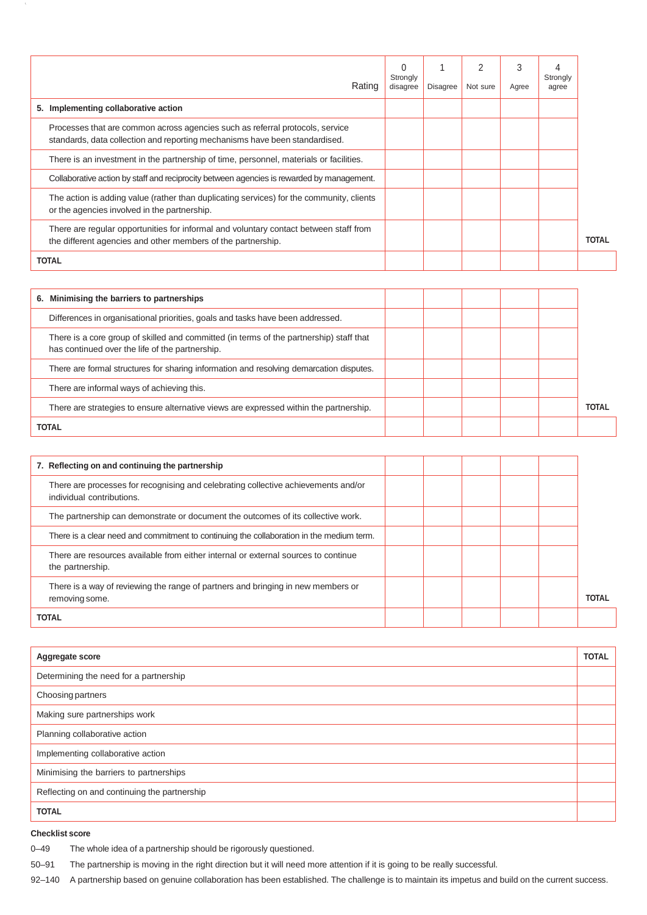| Rating | 0 Strongly disagree | 1 Disagree | 2 Not sure | 3 Agree | 4 Strongly agree | |
|---|---|---|---|---|---|---|
| **5. Implementing collaborative action** | | | | | | |
| Processes that are common across agencies such as referral protocols, service standards, data collection and reporting mechanisms have been standardised. | | | | | | |
| There is an investment in the partnership of time, personnel, materials or facilities. | | | | | | |
| Collaborative action by staff and reciprocity between agencies is rewarded by management. | | | | | | |
| The action is adding value (rather than duplicating services) for the community, clients or the agencies involved in the partnership. | | | | | | |
| There are regular opportunities for informal and voluntary contact between staff from the different agencies and other members of the partnership. | | | | | | **TOTAL** |
| **TOTAL** | | | | | | |

| | | | | | | |
|---|---|---|---|---|---|---|
| **6. Minimising the barriers to partnerships** | | | | | | |
| Differences in organisational priorities, goals and tasks have been addressed. | | | | | | |
| There is a core group of skilled and committed (in terms of the partnership) staff that has continued over the life of the partnership. | | | | | | |
| There are formal structures for sharing information and resolving demarcation disputes. | | | | | | |
| There are informal ways of achieving this. | | | | | | |
| There are strategies to ensure alternative views are expressed within the partnership. | | | | | | **TOTAL** |
| **TOTAL** | | | | | | |

| | | | | | | |
|---|---|---|---|---|---|---|
| **7. Reflecting on and continuing the partnership** | | | | | | |
| There are processes for recognising and celebrating collective achievements and/or individual contributions. | | | | | | |
| The partnership can demonstrate or document the outcomes of its collective work. | | | | | | |
| There is a clear need and commitment to continuing the collaboration in the medium term. | | | | | | |
| There are resources available from either internal or external sources to continue the partnership. | | | | | | |
| There is a way of reviewing the range of partners and bringing in new members or removing some. | | | | | | **TOTAL** |
| **TOTAL** | | | | | | |

| Aggregate score | TOTAL |
|---|---|
| Determining the need for a partnership | |
| Choosing partners | |
| Making sure partnerships work | |
| Planning collaborative action | |
| Implementing collaborative action | |
| Minimising the barriers to partnerships | |
| Reflecting on and continuing the partnership | |
| **TOTAL** | |

**Checklist score**

0–49 The whole idea of a partnership should be rigorously questioned.

50–91 The partnership is moving in the right direction but it will need more attention if it is going to be really successful.

92–140 A partnership based on genuine collaboration has been established. The challenge is to maintain its impetus and build on the current success.